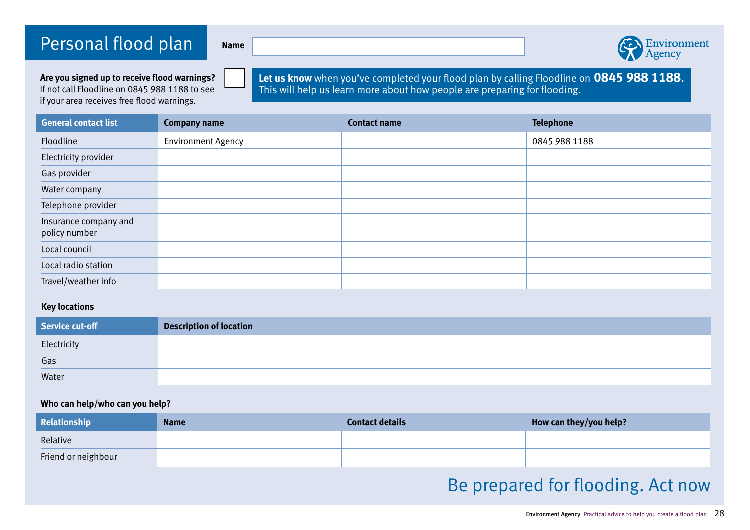# Personal flood plan

**Name**

Environment Agency

**Are you signed up to receive flood warnings?** ☐
If not call Floodline on 0845 988 1188 to see if your area receives free flood warnings.

**Let us know** when you've completed your flood plan by calling Floodline on **0845 988 1188**. This will help us learn more about how people are preparing for flooding.

| General contact list | Company name | Contact name | Telephone |
|---|---|---|---|
| Floodline | Environment Agency | | 0845 988 1188 |
| Electricity provider | | | |
| Gas provider | | | |
| Water company | | | |
| Telephone provider | | | |
| Insurance company and policy number | | | |
| Local council | | | |
| Local radio station | | | |
| Travel/weather info | | | |

**Key locations**

| Service cut-off | Description of location |
|---|---|
| Electricity | |
| Gas | |
| Water | |

**Who can help/who can you help?**

| Relationship | Name | Contact details | How can they/you help? |
|---|---|---|---|
| Relative | | | |
| Friend or neighbour | | | |

Be prepared for flooding. Act now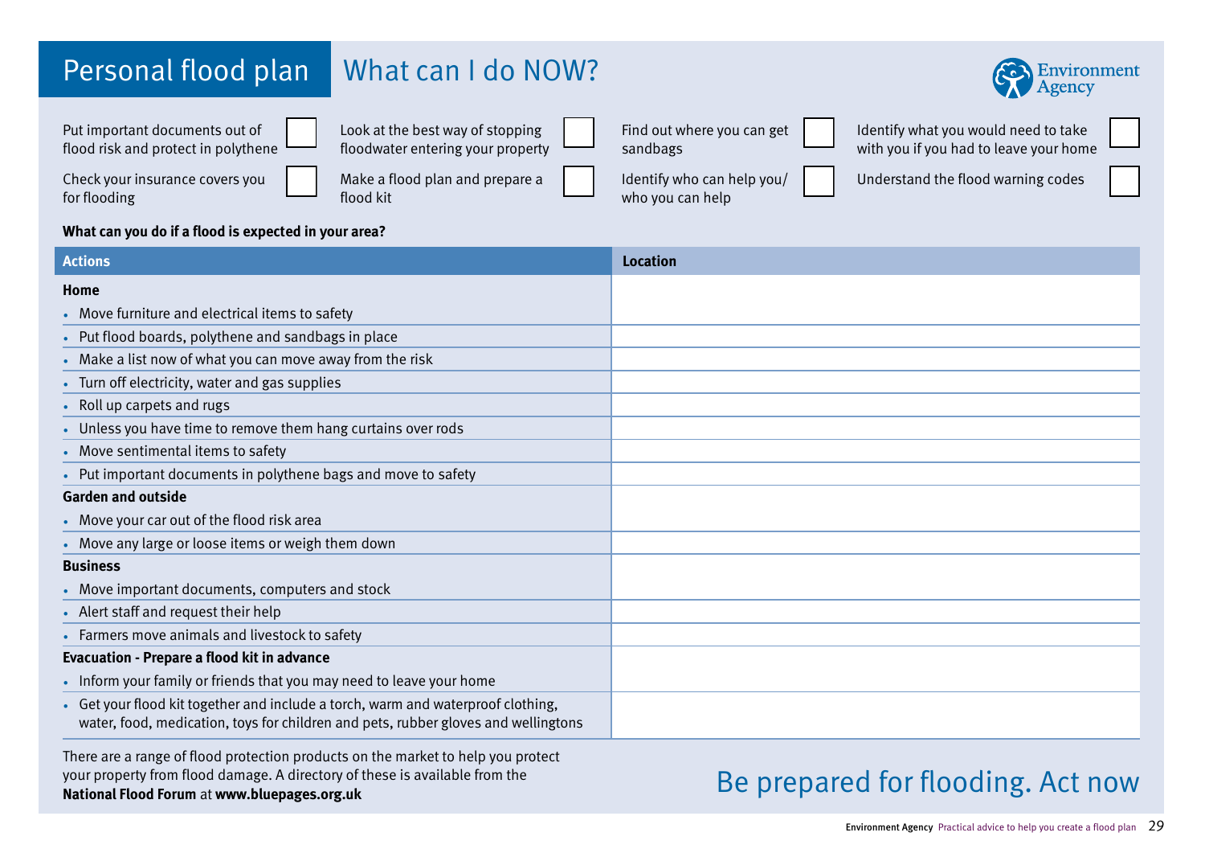# Personal flood plan

## What can I do NOW?

Environment Agency

- Put important documents out of flood risk and protect in polythene ☐
- Check your insurance covers you for flooding ☐
- Look at the best way of stopping floodwater entering your property ☐
- Make a flood plan and prepare a flood kit ☐
- Find out where you can get sandbags ☐
- Identify who can help you/ who you can help ☐
- Identify what you would need to take with you if you had to leave your home ☐
- Understand the flood warning codes ☐

**What can you do if a flood is expected in your area?**

| Actions | Location |
|---|---|
| **Home** | |
| • Move furniture and electrical items to safety | |
| • Put flood boards, polythene and sandbags in place | |
| • Make a list now of what you can move away from the risk | |
| • Turn off electricity, water and gas supplies | |
| • Roll up carpets and rugs | |
| • Unless you have time to remove them hang curtains over rods | |
| • Move sentimental items to safety | |
| • Put important documents in polythene bags and move to safety | |
| **Garden and outside** | |
| • Move your car out of the flood risk area | |
| • Move any large or loose items or weigh them down | |
| **Business** | |
| • Move important documents, computers and stock | |
| • Alert staff and request their help | |
| • Farmers move animals and livestock to safety | |
| **Evacuation - Prepare a flood kit in advance** | |
| • Inform your family or friends that you may need to leave your home | |
| • Get your flood kit together and include a torch, warm and waterproof clothing, water, food, medication, toys for children and pets, rubber gloves and wellingtons | |

There are a range of flood protection products on the market to help you protect your property from flood damage. A directory of these is available from the **National Flood Forum** at **www.bluepages.org.uk**

Be prepared for flooding. Act now